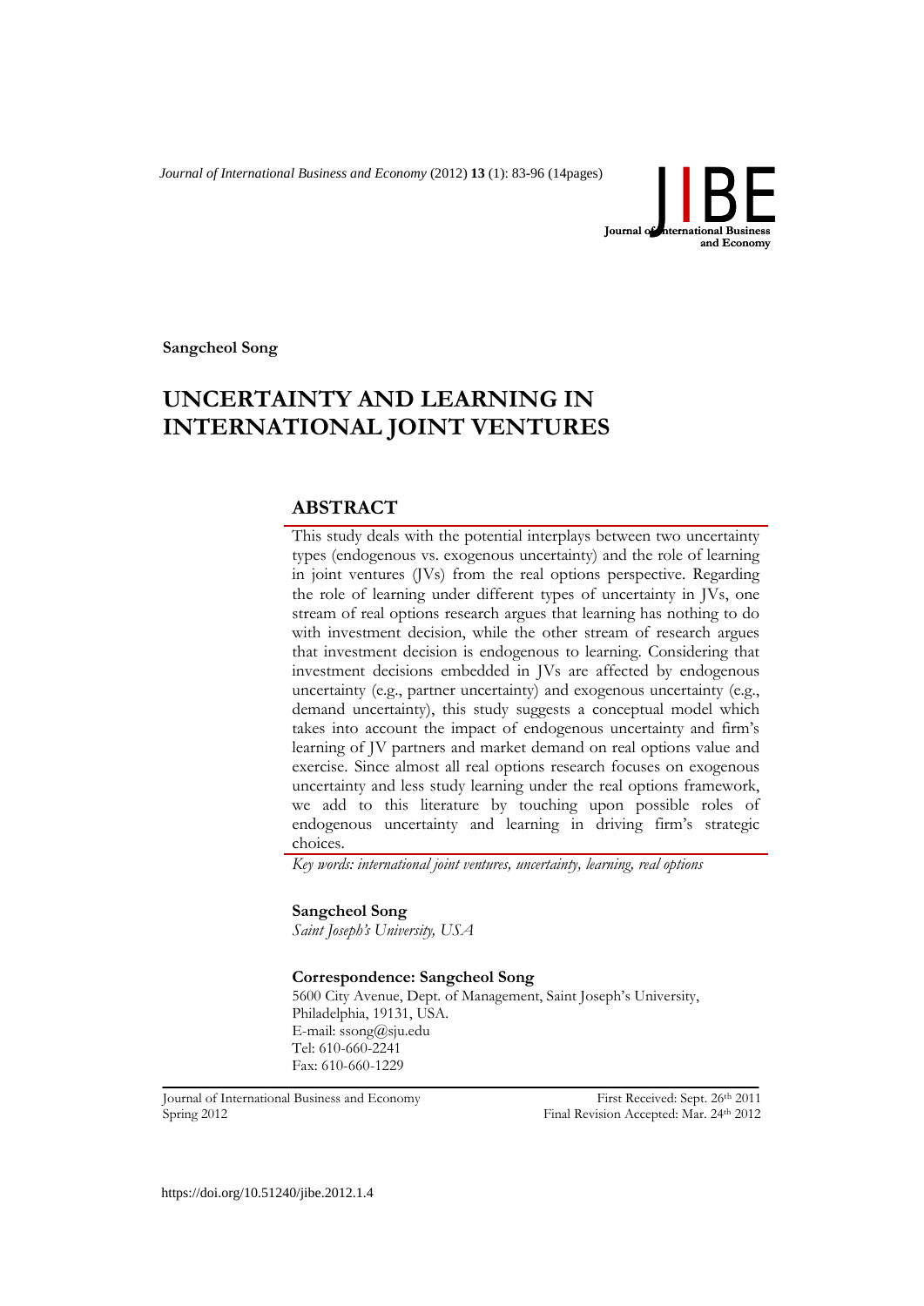Sangcheol Song

# UNCERTAINTY AND LEARNING IN INTERNATIONAL JOINT VENTURES

## ABSTRACT

This study deals with the potential interplays between two uncertainty types (endogenous vs. exogenous uncertainty) and the role of learning in joint ventures (JVs) from the real options perspective. Regarding the role of learning under different types of uncertainty in JVs, one stream of real options research argues that learning has nothing to do with investment decision, while the other stream of research argues that investment decision is endogenous to learning. Considering that investment decisions embedded in JVs are affected by endogenous uncertainty (e.g., partner uncertainty) and exogenous uncertainty (e.g., demand uncertainty), this study suggests a conceptual model which takes into account the impact of endogenous uncertainty and firm's learning of JV partners and market demand on real options value and exercise. Since almost all real options research focuses on exogenous uncertainty and less study learning under the real options framework, we add to this literature by touching upon possible roles of endogenous uncertainty and learning in driving firm's strategic choices.

*Key words: international joint ventures, uncertainty, learning, real options*

**Sangcheol Song**
*Saint Joseph's University, USA*

**Correspondence: Sangcheol Song**
5600 City Avenue, Dept. of Management, Saint Joseph's University,
Philadelphia, 19131, USA.
E-mail: ssong@sju.edu
Tel: 610-660-2241
Fax: 610-660-1229

Journal of International Business and Economy
Spring 2012

First Received: Sept. 26th 2011
Final Revision Accepted: Mar. 24th 2012

https://doi.org/10.51240/jibe.2012.1.4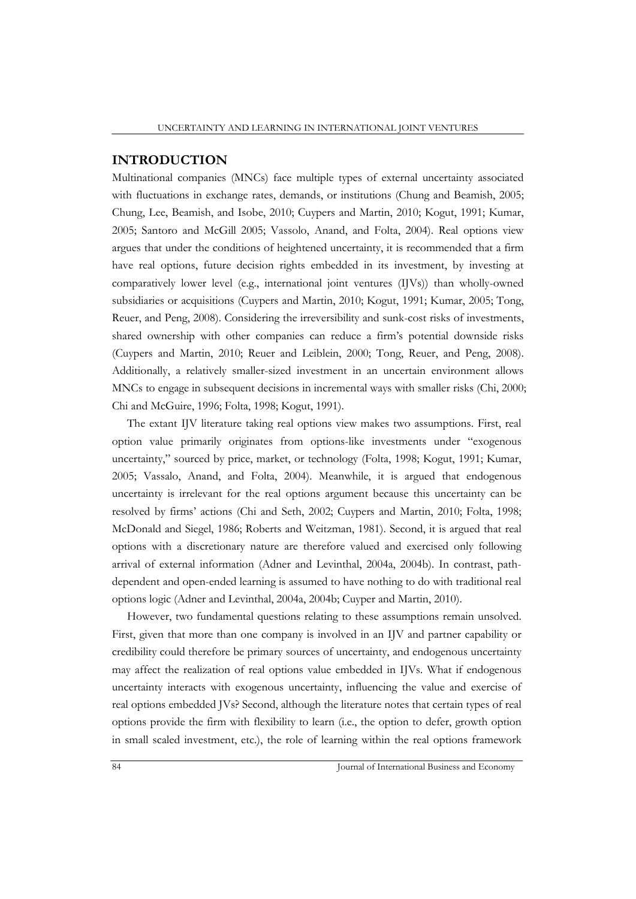## INTRODUCTION

Multinational companies (MNCs) face multiple types of external uncertainty associated with fluctuations in exchange rates, demands, or institutions (Chung and Beamish, 2005; Chung, Lee, Beamish, and Isobe, 2010; Cuypers and Martin, 2010; Kogut, 1991; Kumar, 2005; Santoro and McGill 2005; Vassolo, Anand, and Folta, 2004). Real options view argues that under the conditions of heightened uncertainty, it is recommended that a firm have real options, future decision rights embedded in its investment, by investing at comparatively lower level (e.g., international joint ventures (IJVs)) than wholly-owned subsidiaries or acquisitions (Cuypers and Martin, 2010; Kogut, 1991; Kumar, 2005; Tong, Reuer, and Peng, 2008). Considering the irreversibility and sunk-cost risks of investments, shared ownership with other companies can reduce a firm's potential downside risks (Cuypers and Martin, 2010; Reuer and Leiblein, 2000; Tong, Reuer, and Peng, 2008). Additionally, a relatively smaller-sized investment in an uncertain environment allows MNCs to engage in subsequent decisions in incremental ways with smaller risks (Chi, 2000; Chi and McGuire, 1996; Folta, 1998; Kogut, 1991).

The extant IJV literature taking real options view makes two assumptions. First, real option value primarily originates from options-like investments under "exogenous uncertainty," sourced by price, market, or technology (Folta, 1998; Kogut, 1991; Kumar, 2005; Vassalo, Anand, and Folta, 2004). Meanwhile, it is argued that endogenous uncertainty is irrelevant for the real options argument because this uncertainty can be resolved by firms' actions (Chi and Seth, 2002; Cuypers and Martin, 2010; Folta, 1998; McDonald and Siegel, 1986; Roberts and Weitzman, 1981). Second, it is argued that real options with a discretionary nature are therefore valued and exercised only following arrival of external information (Adner and Levinthal, 2004a, 2004b). In contrast, path-dependent and open-ended learning is assumed to have nothing to do with traditional real options logic (Adner and Levinthal, 2004a, 2004b; Cuyper and Martin, 2010).

However, two fundamental questions relating to these assumptions remain unsolved. First, given that more than one company is involved in an IJV and partner capability or credibility could therefore be primary sources of uncertainty, and endogenous uncertainty may affect the realization of real options value embedded in IJVs. What if endogenous uncertainty interacts with exogenous uncertainty, influencing the value and exercise of real options embedded JVs? Second, although the literature notes that certain types of real options provide the firm with flexibility to learn (i.e., the option to defer, growth option in small scaled investment, etc.), the role of learning within the real options framework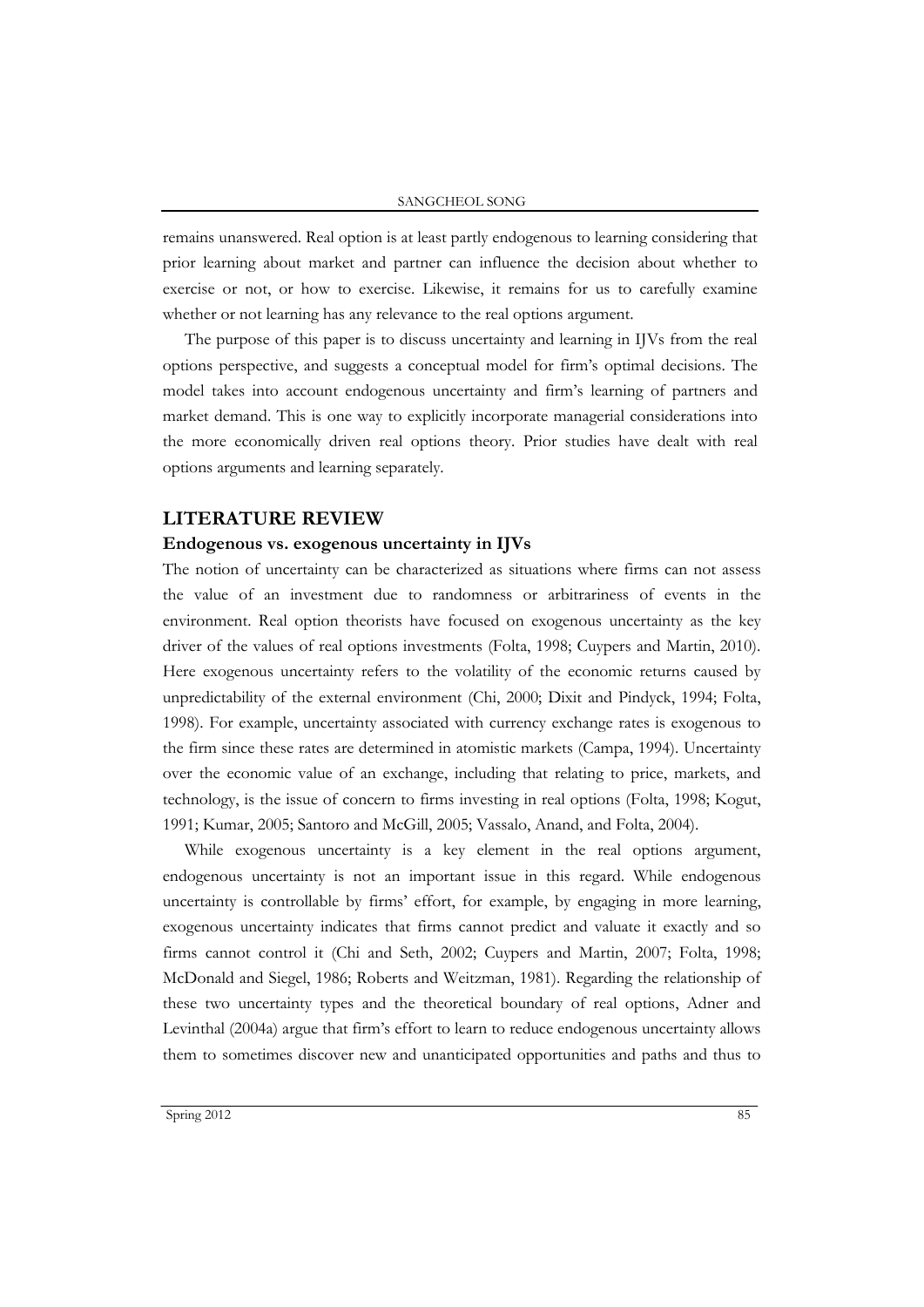remains unanswered. Real option is at least partly endogenous to learning considering that prior learning about market and partner can influence the decision about whether to exercise or not, or how to exercise. Likewise, it remains for us to carefully examine whether or not learning has any relevance to the real options argument.

The purpose of this paper is to discuss uncertainty and learning in IJVs from the real options perspective, and suggests a conceptual model for firm's optimal decisions. The model takes into account endogenous uncertainty and firm's learning of partners and market demand. This is one way to explicitly incorporate managerial considerations into the more economically driven real options theory. Prior studies have dealt with real options arguments and learning separately.

## LITERATURE REVIEW

### Endogenous vs. exogenous uncertainty in IJVs

The notion of uncertainty can be characterized as situations where firms can not assess the value of an investment due to randomness or arbitrariness of events in the environment. Real option theorists have focused on exogenous uncertainty as the key driver of the values of real options investments (Folta, 1998; Cuypers and Martin, 2010). Here exogenous uncertainty refers to the volatility of the economic returns caused by unpredictability of the external environment (Chi, 2000; Dixit and Pindyck, 1994; Folta, 1998). For example, uncertainty associated with currency exchange rates is exogenous to the firm since these rates are determined in atomistic markets (Campa, 1994). Uncertainty over the economic value of an exchange, including that relating to price, markets, and technology, is the issue of concern to firms investing in real options (Folta, 1998; Kogut, 1991; Kumar, 2005; Santoro and McGill, 2005; Vassalo, Anand, and Folta, 2004).

While exogenous uncertainty is a key element in the real options argument, endogenous uncertainty is not an important issue in this regard. While endogenous uncertainty is controllable by firms' effort, for example, by engaging in more learning, exogenous uncertainty indicates that firms cannot predict and valuate it exactly and so firms cannot control it (Chi and Seth, 2002; Cuypers and Martin, 2007; Folta, 1998; McDonald and Siegel, 1986; Roberts and Weitzman, 1981). Regarding the relationship of these two uncertainty types and the theoretical boundary of real options, Adner and Levinthal (2004a) argue that firm's effort to learn to reduce endogenous uncertainty allows them to sometimes discover new and unanticipated opportunities and paths and thus to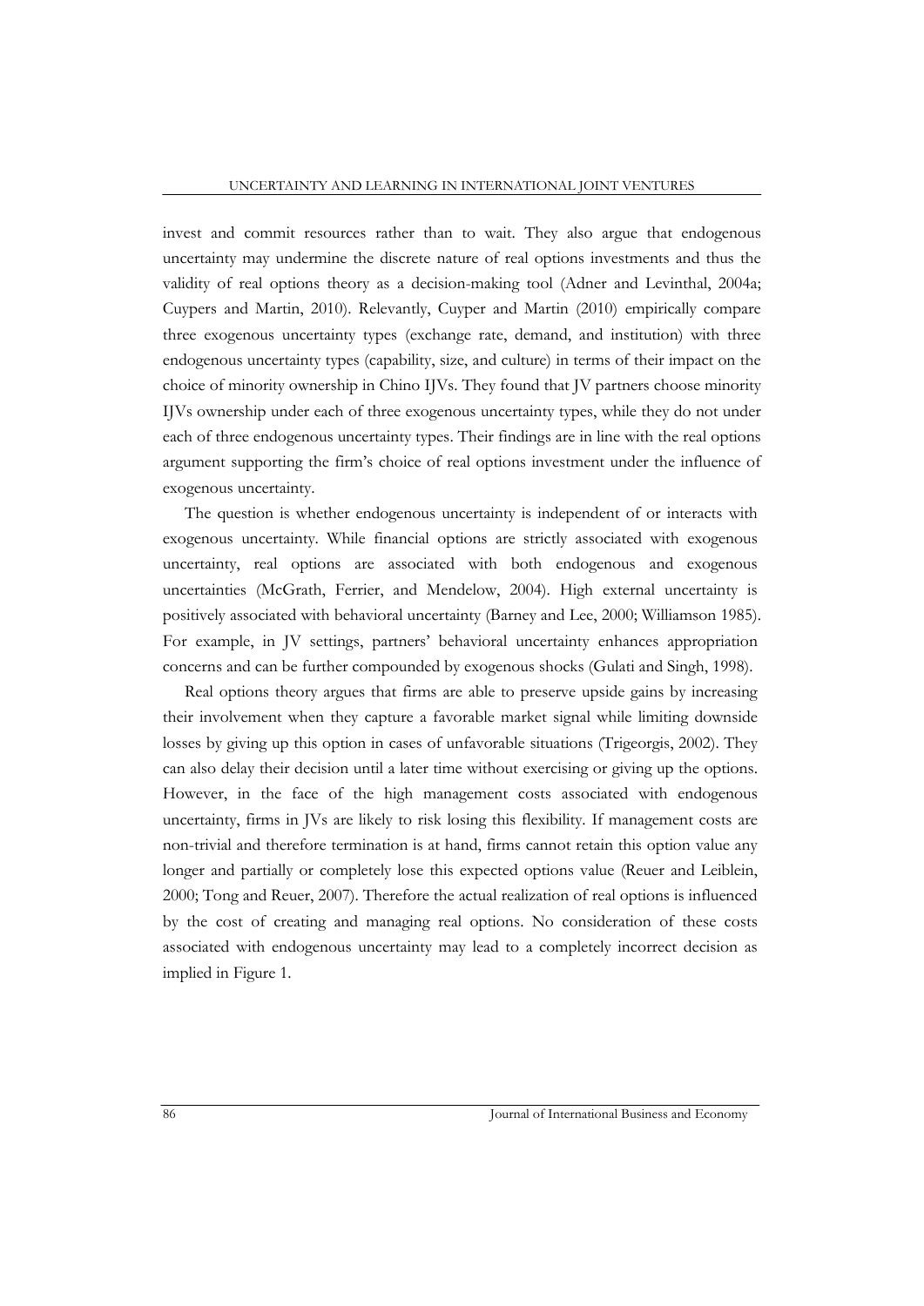invest and commit resources rather than to wait. They also argue that endogenous uncertainty may undermine the discrete nature of real options investments and thus the validity of real options theory as a decision-making tool (Adner and Levinthal, 2004a; Cuypers and Martin, 2010). Relevantly, Cuyper and Martin (2010) empirically compare three exogenous uncertainty types (exchange rate, demand, and institution) with three endogenous uncertainty types (capability, size, and culture) in terms of their impact on the choice of minority ownership in Chino IJVs. They found that JV partners choose minority IJVs ownership under each of three exogenous uncertainty types, while they do not under each of three endogenous uncertainty types. Their findings are in line with the real options argument supporting the firm's choice of real options investment under the influence of exogenous uncertainty.

The question is whether endogenous uncertainty is independent of or interacts with exogenous uncertainty. While financial options are strictly associated with exogenous uncertainty, real options are associated with both endogenous and exogenous uncertainties (McGrath, Ferrier, and Mendelow, 2004). High external uncertainty is positively associated with behavioral uncertainty (Barney and Lee, 2000; Williamson 1985). For example, in JV settings, partners' behavioral uncertainty enhances appropriation concerns and can be further compounded by exogenous shocks (Gulati and Singh, 1998).

Real options theory argues that firms are able to preserve upside gains by increasing their involvement when they capture a favorable market signal while limiting downside losses by giving up this option in cases of unfavorable situations (Trigeorgis, 2002). They can also delay their decision until a later time without exercising or giving up the options. However, in the face of the high management costs associated with endogenous uncertainty, firms in JVs are likely to risk losing this flexibility. If management costs are non-trivial and therefore termination is at hand, firms cannot retain this option value any longer and partially or completely lose this expected options value (Reuer and Leiblein, 2000; Tong and Reuer, 2007). Therefore the actual realization of real options is influenced by the cost of creating and managing real options. No consideration of these costs associated with endogenous uncertainty may lead to a completely incorrect decision as implied in Figure 1.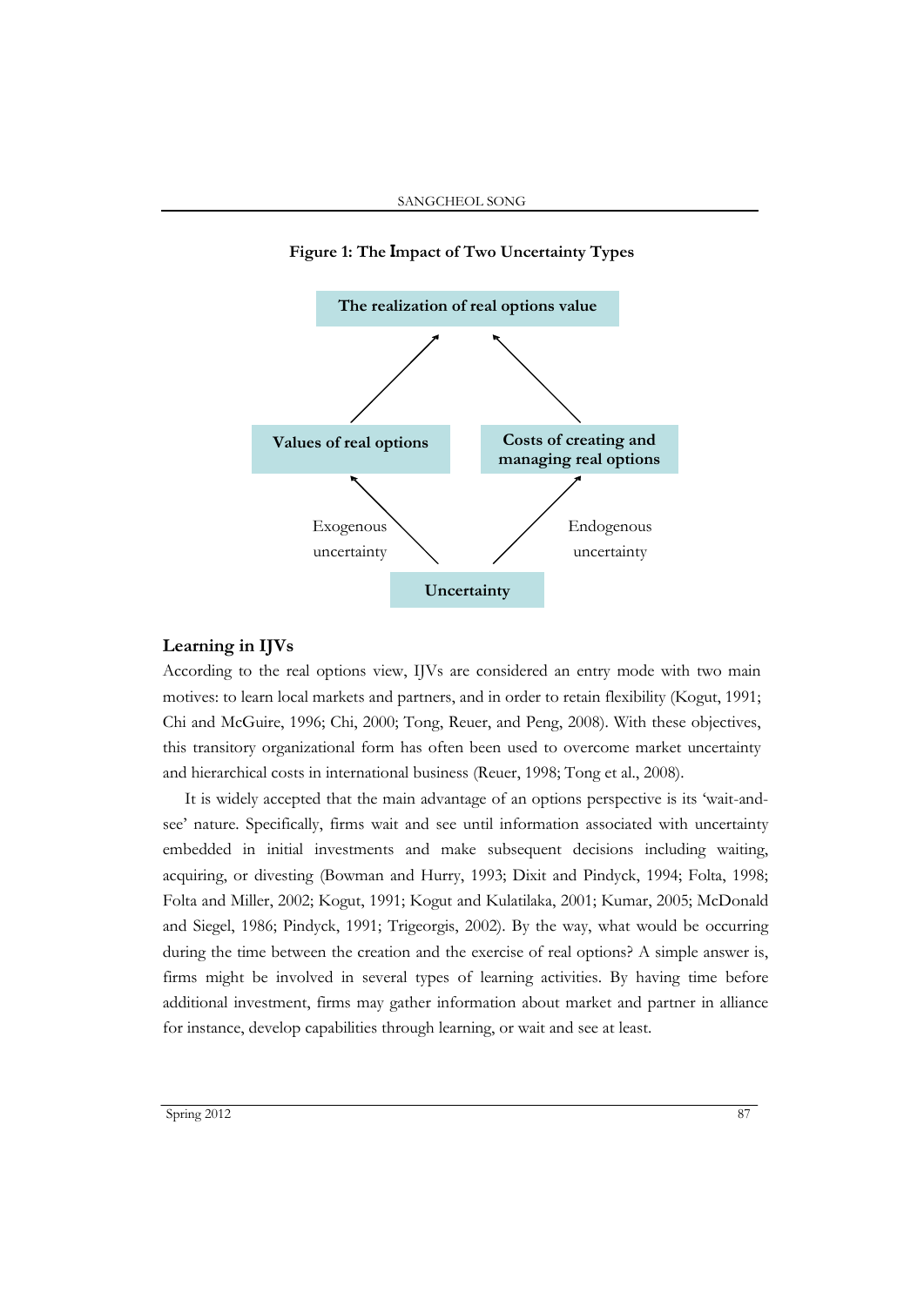**Figure 1: The Impact of Two Uncertainty Types**

The realization of real options value

Values of real options

Costs of creating and managing real options

Exogenous uncertainty

Endogenous uncertainty

Uncertainty

## Learning in IJVs

According to the real options view, IJVs are considered an entry mode with two main motives: to learn local markets and partners, and in order to retain flexibility (Kogut, 1991; Chi and McGuire, 1996; Chi, 2000; Tong, Reuer, and Peng, 2008). With these objectives, this transitory organizational form has often been used to overcome market uncertainty and hierarchical costs in international business (Reuer, 1998; Tong et al., 2008).

It is widely accepted that the main advantage of an options perspective is its 'wait-and-see' nature. Specifically, firms wait and see until information associated with uncertainty embedded in initial investments and make subsequent decisions including waiting, acquiring, or divesting (Bowman and Hurry, 1993; Dixit and Pindyck, 1994; Folta, 1998; Folta and Miller, 2002; Kogut, 1991; Kogut and Kulatilaka, 2001; Kumar, 2005; McDonald and Siegel, 1986; Pindyck, 1991; Trigeorgis, 2002). By the way, what would be occurring during the time between the creation and the exercise of real options? A simple answer is, firms might be involved in several types of learning activities. By having time before additional investment, firms may gather information about market and partner in alliance for instance, develop capabilities through learning, or wait and see at least.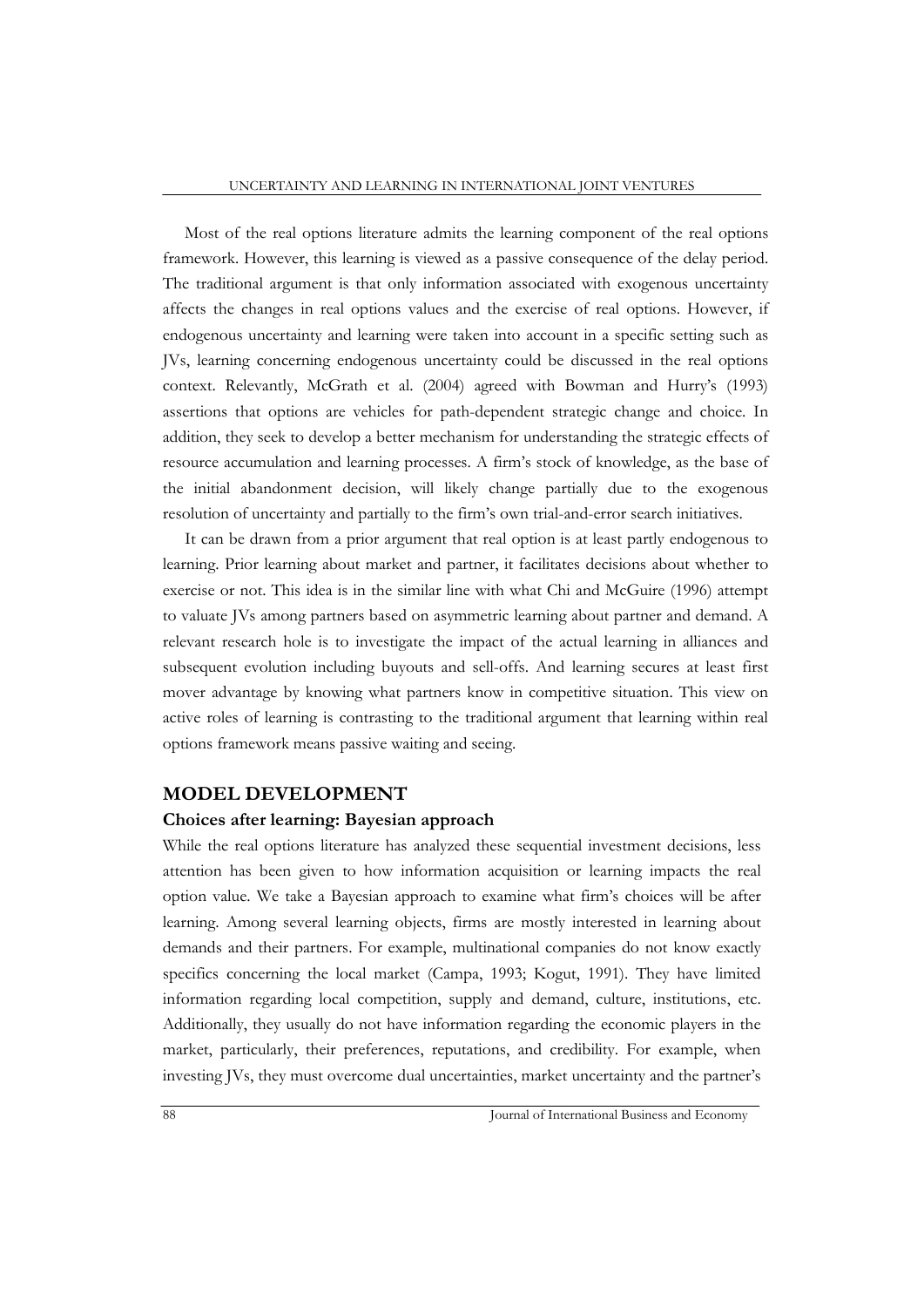Most of the real options literature admits the learning component of the real options framework. However, this learning is viewed as a passive consequence of the delay period. The traditional argument is that only information associated with exogenous uncertainty affects the changes in real options values and the exercise of real options. However, if endogenous uncertainty and learning were taken into account in a specific setting such as JVs, learning concerning endogenous uncertainty could be discussed in the real options context. Relevantly, McGrath et al. (2004) agreed with Bowman and Hurry's (1993) assertions that options are vehicles for path-dependent strategic change and choice. In addition, they seek to develop a better mechanism for understanding the strategic effects of resource accumulation and learning processes. A firm's stock of knowledge, as the base of the initial abandonment decision, will likely change partially due to the exogenous resolution of uncertainty and partially to the firm's own trial-and-error search initiatives.

It can be drawn from a prior argument that real option is at least partly endogenous to learning. Prior learning about market and partner, it facilitates decisions about whether to exercise or not. This idea is in the similar line with what Chi and McGuire (1996) attempt to valuate JVs among partners based on asymmetric learning about partner and demand. A relevant research hole is to investigate the impact of the actual learning in alliances and subsequent evolution including buyouts and sell-offs. And learning secures at least first mover advantage by knowing what partners know in competitive situation. This view on active roles of learning is contrasting to the traditional argument that learning within real options framework means passive waiting and seeing.

## MODEL DEVELOPMENT

### Choices after learning: Bayesian approach

While the real options literature has analyzed these sequential investment decisions, less attention has been given to how information acquisition or learning impacts the real option value. We take a Bayesian approach to examine what firm's choices will be after learning. Among several learning objects, firms are mostly interested in learning about demands and their partners. For example, multinational companies do not know exactly specifics concerning the local market (Campa, 1993; Kogut, 1991). They have limited information regarding local competition, supply and demand, culture, institutions, etc. Additionally, they usually do not have information regarding the economic players in the market, particularly, their preferences, reputations, and credibility. For example, when investing JVs, they must overcome dual uncertainties, market uncertainty and the partner's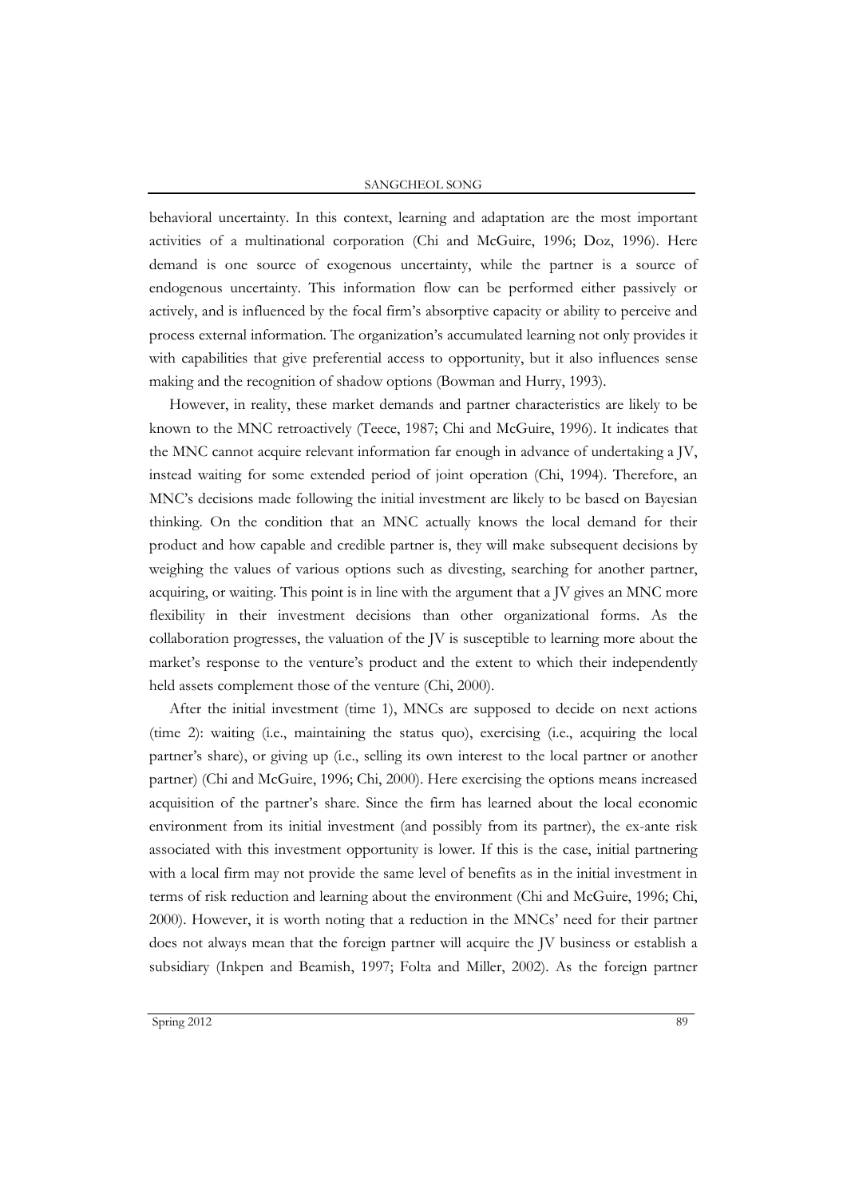behavioral uncertainty. In this context, learning and adaptation are the most important activities of a multinational corporation (Chi and McGuire, 1996; Doz, 1996). Here demand is one source of exogenous uncertainty, while the partner is a source of endogenous uncertainty. This information flow can be performed either passively or actively, and is influenced by the focal firm's absorptive capacity or ability to perceive and process external information. The organization's accumulated learning not only provides it with capabilities that give preferential access to opportunity, but it also influences sense making and the recognition of shadow options (Bowman and Hurry, 1993).

However, in reality, these market demands and partner characteristics are likely to be known to the MNC retroactively (Teece, 1987; Chi and McGuire, 1996). It indicates that the MNC cannot acquire relevant information far enough in advance of undertaking a JV, instead waiting for some extended period of joint operation (Chi, 1994). Therefore, an MNC's decisions made following the initial investment are likely to be based on Bayesian thinking. On the condition that an MNC actually knows the local demand for their product and how capable and credible partner is, they will make subsequent decisions by weighing the values of various options such as divesting, searching for another partner, acquiring, or waiting. This point is in line with the argument that a JV gives an MNC more flexibility in their investment decisions than other organizational forms. As the collaboration progresses, the valuation of the JV is susceptible to learning more about the market's response to the venture's product and the extent to which their independently held assets complement those of the venture (Chi, 2000).

After the initial investment (time 1), MNCs are supposed to decide on next actions (time 2): waiting (i.e., maintaining the status quo), exercising (i.e., acquiring the local partner's share), or giving up (i.e., selling its own interest to the local partner or another partner) (Chi and McGuire, 1996; Chi, 2000). Here exercising the options means increased acquisition of the partner's share. Since the firm has learned about the local economic environment from its initial investment (and possibly from its partner), the ex-ante risk associated with this investment opportunity is lower. If this is the case, initial partnering with a local firm may not provide the same level of benefits as in the initial investment in terms of risk reduction and learning about the environment (Chi and McGuire, 1996; Chi, 2000). However, it is worth noting that a reduction in the MNCs' need for their partner does not always mean that the foreign partner will acquire the JV business or establish a subsidiary (Inkpen and Beamish, 1997; Folta and Miller, 2002). As the foreign partner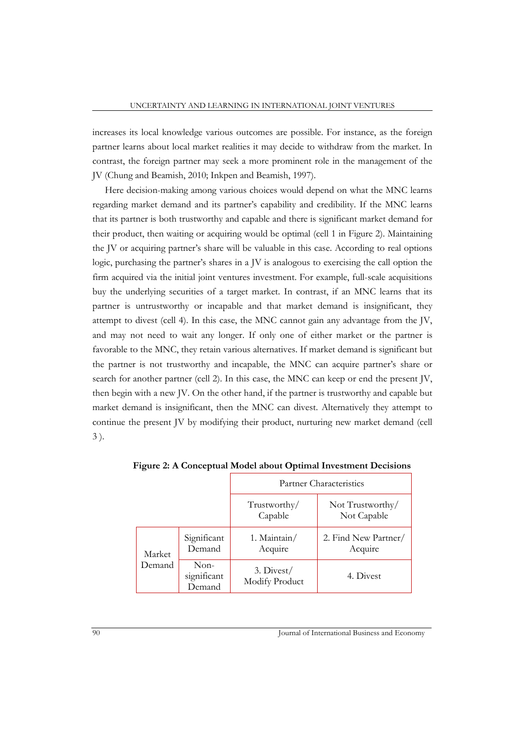increases its local knowledge various outcomes are possible. For instance, as the foreign partner learns about local market realities it may decide to withdraw from the market. In contrast, the foreign partner may seek a more prominent role in the management of the JV (Chung and Beamish, 2010; Inkpen and Beamish, 1997).

Here decision-making among various choices would depend on what the MNC learns regarding market demand and its partner's capability and credibility. If the MNC learns that its partner is both trustworthy and capable and there is significant market demand for their product, then waiting or acquiring would be optimal (cell 1 in Figure 2). Maintaining the JV or acquiring partner's share will be valuable in this case. According to real options logic, purchasing the partner's shares in a JV is analogous to exercising the call option the firm acquired via the initial joint ventures investment. For example, full-scale acquisitions buy the underlying securities of a target market. In contrast, if an MNC learns that its partner is untrustworthy or incapable and that market demand is insignificant, they attempt to divest (cell 4). In this case, the MNC cannot gain any advantage from the JV, and may not need to wait any longer. If only one of either market or the partner is favorable to the MNC, they retain various alternatives. If market demand is significant but the partner is not trustworthy and incapable, the MNC can acquire partner's share or search for another partner (cell 2). In this case, the MNC can keep or end the present JV, then begin with a new JV. On the other hand, if the partner is trustworthy and capable but market demand is insignificant, then the MNC can divest. Alternatively they attempt to continue the present JV by modifying their product, nurturing new market demand (cell 3 ).

**Figure 2: A Conceptual Model about Optimal Investment Decisions**

| | | Partner Characteristics | |
|---|---|---|---|
| | | Trustworthy/ Capable | Not Trustworthy/ Not Capable |
| Market Demand | Significant Demand | 1. Maintain/ Acquire | 2. Find New Partner/ Acquire |
| | Non-significant Demand | 3. Divest/ Modify Product | 4. Divest |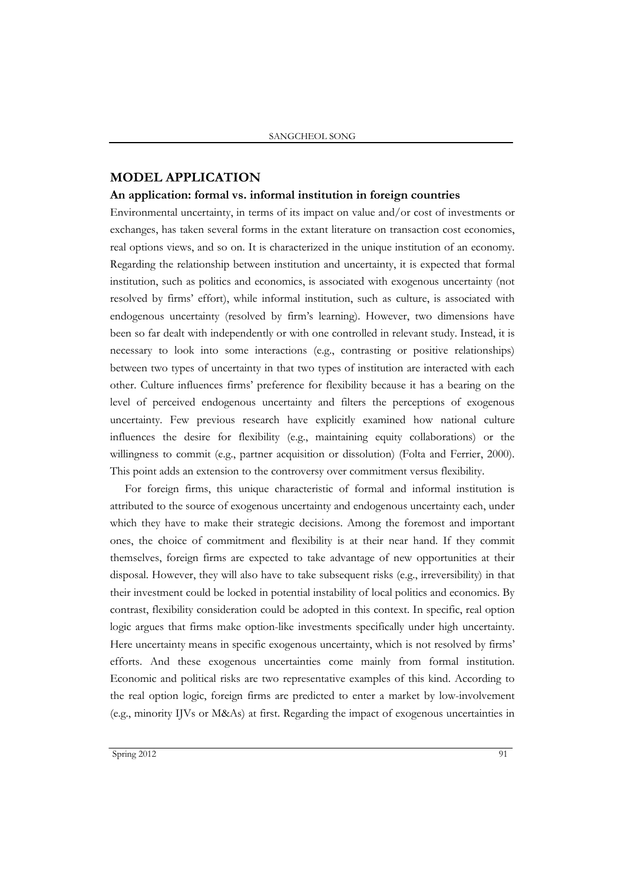## MODEL APPLICATION

### An application: formal vs. informal institution in foreign countries

Environmental uncertainty, in terms of its impact on value and/or cost of investments or exchanges, has taken several forms in the extant literature on transaction cost economies, real options views, and so on. It is characterized in the unique institution of an economy. Regarding the relationship between institution and uncertainty, it is expected that formal institution, such as politics and economics, is associated with exogenous uncertainty (not resolved by firms' effort), while informal institution, such as culture, is associated with endogenous uncertainty (resolved by firm's learning). However, two dimensions have been so far dealt with independently or with one controlled in relevant study. Instead, it is necessary to look into some interactions (e.g., contrasting or positive relationships) between two types of uncertainty in that two types of institution are interacted with each other. Culture influences firms' preference for flexibility because it has a bearing on the level of perceived endogenous uncertainty and filters the perceptions of exogenous uncertainty. Few previous research have explicitly examined how national culture influences the desire for flexibility (e.g., maintaining equity collaborations) or the willingness to commit (e.g., partner acquisition or dissolution) (Folta and Ferrier, 2000). This point adds an extension to the controversy over commitment versus flexibility.

For foreign firms, this unique characteristic of formal and informal institution is attributed to the source of exogenous uncertainty and endogenous uncertainty each, under which they have to make their strategic decisions. Among the foremost and important ones, the choice of commitment and flexibility is at their near hand. If they commit themselves, foreign firms are expected to take advantage of new opportunities at their disposal. However, they will also have to take subsequent risks (e.g., irreversibility) in that their investment could be locked in potential instability of local politics and economics. By contrast, flexibility consideration could be adopted in this context. In specific, real option logic argues that firms make option-like investments specifically under high uncertainty. Here uncertainty means in specific exogenous uncertainty, which is not resolved by firms' efforts. And these exogenous uncertainties come mainly from formal institution. Economic and political risks are two representative examples of this kind. According to the real option logic, foreign firms are predicted to enter a market by low-involvement (e.g., minority IJVs or M&As) at first. Regarding the impact of exogenous uncertainties in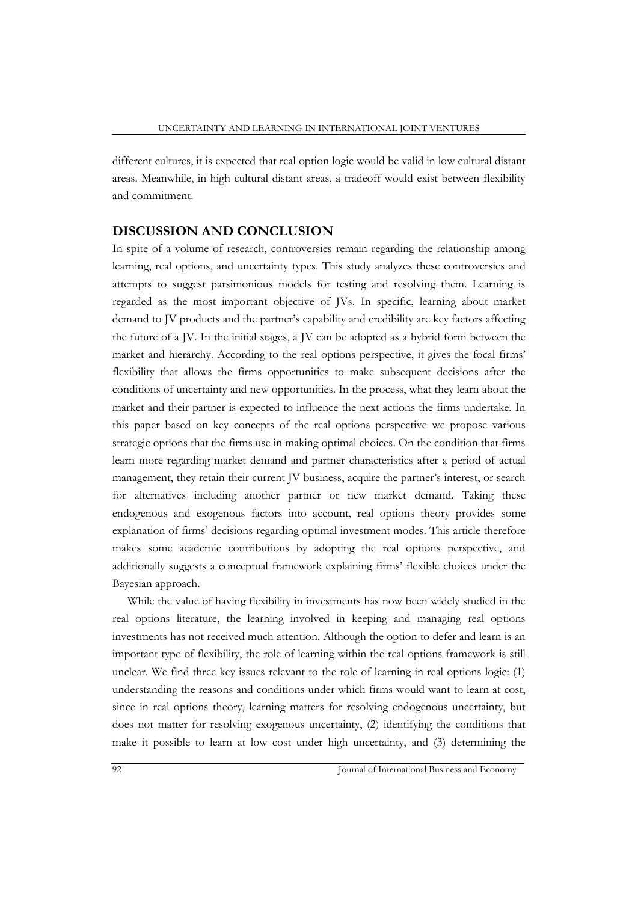different cultures, it is expected that real option logic would be valid in low cultural distant areas. Meanwhile, in high cultural distant areas, a tradeoff would exist between flexibility and commitment.

## DISCUSSION AND CONCLUSION

In spite of a volume of research, controversies remain regarding the relationship among learning, real options, and uncertainty types. This study analyzes these controversies and attempts to suggest parsimonious models for testing and resolving them. Learning is regarded as the most important objective of JVs. In specific, learning about market demand to JV products and the partner's capability and credibility are key factors affecting the future of a JV. In the initial stages, a JV can be adopted as a hybrid form between the market and hierarchy. According to the real options perspective, it gives the focal firms' flexibility that allows the firms opportunities to make subsequent decisions after the conditions of uncertainty and new opportunities. In the process, what they learn about the market and their partner is expected to influence the next actions the firms undertake. In this paper based on key concepts of the real options perspective we propose various strategic options that the firms use in making optimal choices. On the condition that firms learn more regarding market demand and partner characteristics after a period of actual management, they retain their current JV business, acquire the partner's interest, or search for alternatives including another partner or new market demand. Taking these endogenous and exogenous factors into account, real options theory provides some explanation of firms' decisions regarding optimal investment modes. This article therefore makes some academic contributions by adopting the real options perspective, and additionally suggests a conceptual framework explaining firms' flexible choices under the Bayesian approach.

While the value of having flexibility in investments has now been widely studied in the real options literature, the learning involved in keeping and managing real options investments has not received much attention. Although the option to defer and learn is an important type of flexibility, the role of learning within the real options framework is still unclear. We find three key issues relevant to the role of learning in real options logic: (1) understanding the reasons and conditions under which firms would want to learn at cost, since in real options theory, learning matters for resolving endogenous uncertainty, but does not matter for resolving exogenous uncertainty, (2) identifying the conditions that make it possible to learn at low cost under high uncertainty, and (3) determining the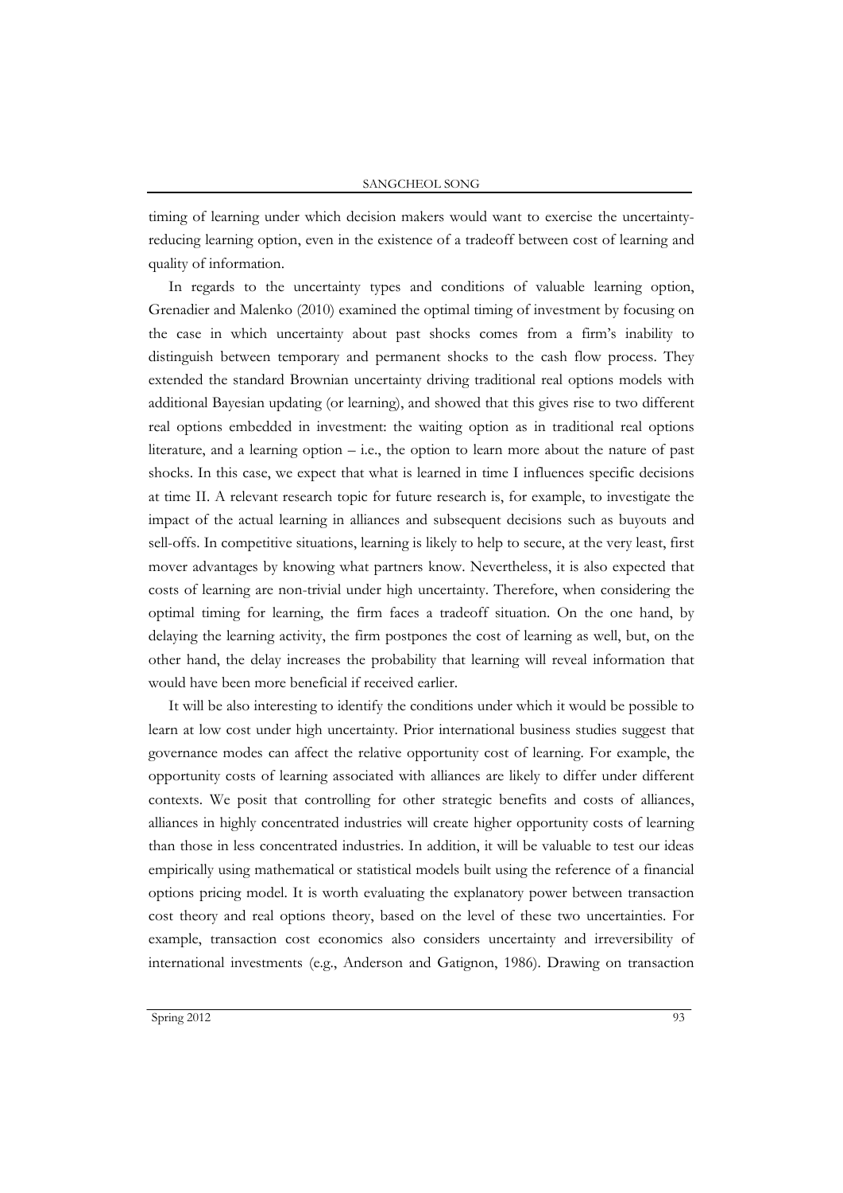timing of learning under which decision makers would want to exercise the uncertainty-reducing learning option, even in the existence of a tradeoff between cost of learning and quality of information.

In regards to the uncertainty types and conditions of valuable learning option, Grenadier and Malenko (2010) examined the optimal timing of investment by focusing on the case in which uncertainty about past shocks comes from a firm's inability to distinguish between temporary and permanent shocks to the cash flow process. They extended the standard Brownian uncertainty driving traditional real options models with additional Bayesian updating (or learning), and showed that this gives rise to two different real options embedded in investment: the waiting option as in traditional real options literature, and a learning option – i.e., the option to learn more about the nature of past shocks. In this case, we expect that what is learned in time I influences specific decisions at time II. A relevant research topic for future research is, for example, to investigate the impact of the actual learning in alliances and subsequent decisions such as buyouts and sell-offs. In competitive situations, learning is likely to help to secure, at the very least, first mover advantages by knowing what partners know. Nevertheless, it is also expected that costs of learning are non-trivial under high uncertainty. Therefore, when considering the optimal timing for learning, the firm faces a tradeoff situation. On the one hand, by delaying the learning activity, the firm postpones the cost of learning as well, but, on the other hand, the delay increases the probability that learning will reveal information that would have been more beneficial if received earlier.

It will be also interesting to identify the conditions under which it would be possible to learn at low cost under high uncertainty. Prior international business studies suggest that governance modes can affect the relative opportunity cost of learning. For example, the opportunity costs of learning associated with alliances are likely to differ under different contexts. We posit that controlling for other strategic benefits and costs of alliances, alliances in highly concentrated industries will create higher opportunity costs of learning than those in less concentrated industries. In addition, it will be valuable to test our ideas empirically using mathematical or statistical models built using the reference of a financial options pricing model. It is worth evaluating the explanatory power between transaction cost theory and real options theory, based on the level of these two uncertainties. For example, transaction cost economics also considers uncertainty and irreversibility of international investments (e.g., Anderson and Gatignon, 1986). Drawing on transaction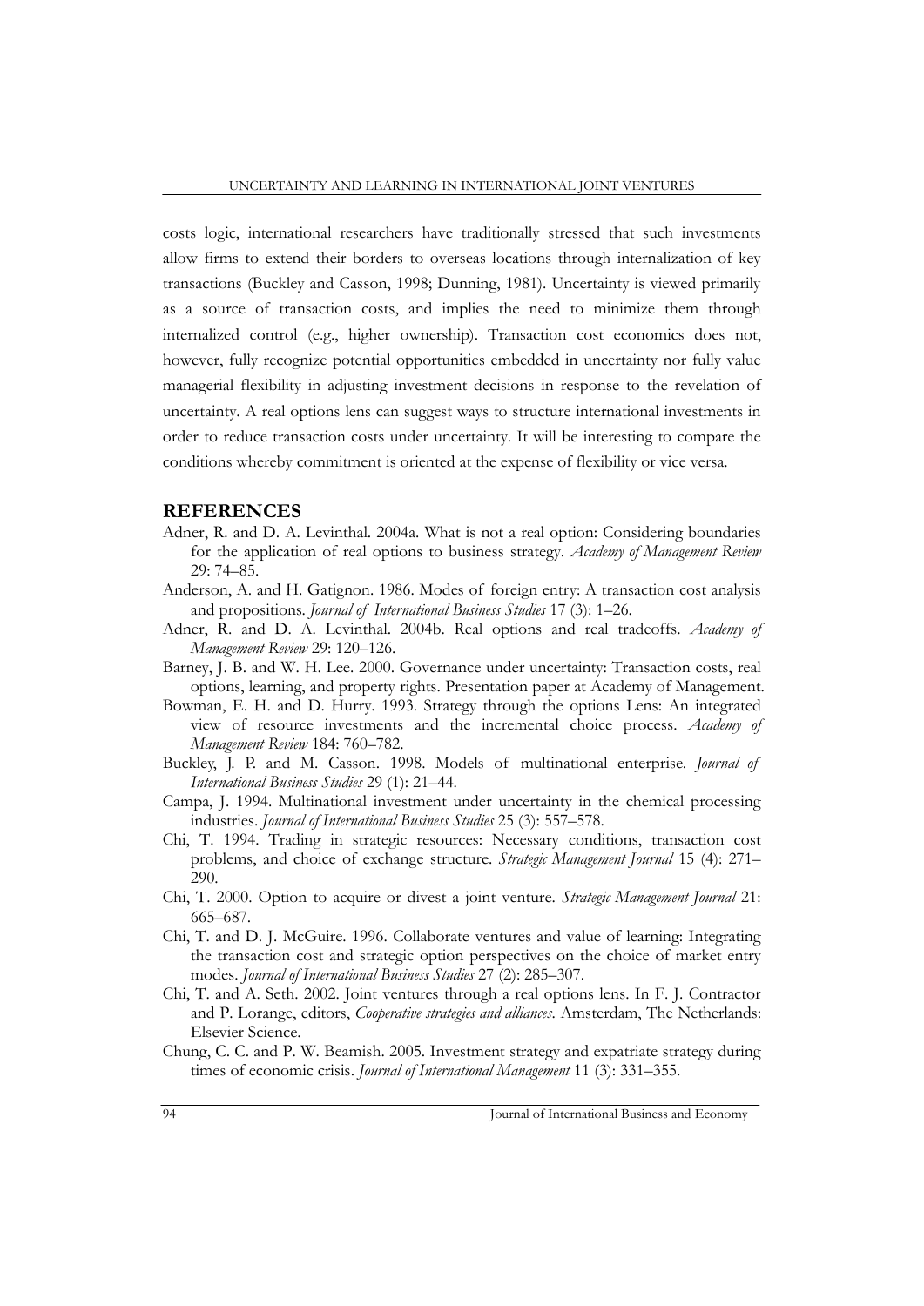costs logic, international researchers have traditionally stressed that such investments allow firms to extend their borders to overseas locations through internalization of key transactions (Buckley and Casson, 1998; Dunning, 1981). Uncertainty is viewed primarily as a source of transaction costs, and implies the need to minimize them through internalized control (e.g., higher ownership). Transaction cost economics does not, however, fully recognize potential opportunities embedded in uncertainty nor fully value managerial flexibility in adjusting investment decisions in response to the revelation of uncertainty. A real options lens can suggest ways to structure international investments in order to reduce transaction costs under uncertainty. It will be interesting to compare the conditions whereby commitment is oriented at the expense of flexibility or vice versa.

## REFERENCES

Adner, R. and D. A. Levinthal. 2004a. What is not a real option: Considering boundaries for the application of real options to business strategy. *Academy of Management Review* 29: 74–85.

Anderson, A. and H. Gatignon. 1986. Modes of foreign entry: A transaction cost analysis and propositions. *Journal of International Business Studies* 17 (3): 1–26.

Adner, R. and D. A. Levinthal. 2004b. Real options and real tradeoffs. *Academy of Management Review* 29: 120–126.

Barney, J. B. and W. H. Lee. 2000. Governance under uncertainty: Transaction costs, real options, learning, and property rights. Presentation paper at Academy of Management.

Bowman, E. H. and D. Hurry. 1993. Strategy through the options Lens: An integrated view of resource investments and the incremental choice process. *Academy of Management Review* 184: 760–782.

Buckley, J. P. and M. Casson. 1998. Models of multinational enterprise. *Journal of International Business Studies* 29 (1): 21–44.

Campa, J. 1994. Multinational investment under uncertainty in the chemical processing industries. *Journal of International Business Studies* 25 (3): 557–578.

Chi, T. 1994. Trading in strategic resources: Necessary conditions, transaction cost problems, and choice of exchange structure. *Strategic Management Journal* 15 (4): 271–290.

Chi, T. 2000. Option to acquire or divest a joint venture. *Strategic Management Journal* 21: 665–687.

Chi, T. and D. J. McGuire. 1996. Collaborate ventures and value of learning: Integrating the transaction cost and strategic option perspectives on the choice of market entry modes. *Journal of International Business Studies* 27 (2): 285–307.

Chi, T. and A. Seth. 2002. Joint ventures through a real options lens. In F. J. Contractor and P. Lorange, editors, *Cooperative strategies and alliances*. Amsterdam, The Netherlands: Elsevier Science.

Chung, C. C. and P. W. Beamish. 2005. Investment strategy and expatriate strategy during times of economic crisis. *Journal of International Management* 11 (3): 331–355.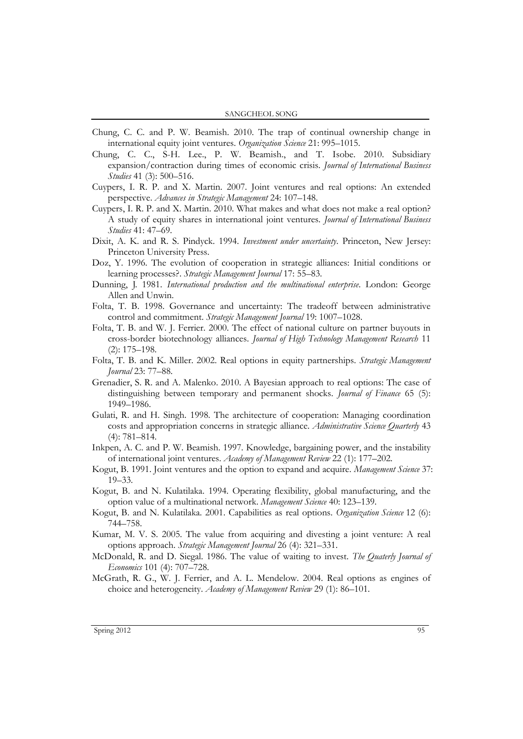Chung, C. C. and P. W. Beamish. 2010. The trap of continual ownership change in international equity joint ventures. *Organization Science* 21: 995–1015.

Chung, C. C., S-H. Lee., P. W. Beamish., and T. Isobe. 2010. Subsidiary expansion/contraction during times of economic crisis. *Journal of International Business Studies* 41 (3): 500–516.

Cuypers, I. R. P. and X. Martin. 2007. Joint ventures and real options: An extended perspective. *Advances in Strategic Management* 24: 107–148.

Cuypers, I. R. P. and X. Martin. 2010. What makes and what does not make a real option? A study of equity shares in international joint ventures. *Journal of International Business Studies* 41: 47–69.

Dixit, A. K. and R. S. Pindyck. 1994. *Investment under uncertainty*. Princeton, New Jersey: Princeton University Press.

Doz, Y. 1996. The evolution of cooperation in strategic alliances: Initial conditions or learning processes?. *Strategic Management Journal* 17: 55–83.

Dunning, J. 1981. *International production and the multinational enterprise*. London: George Allen and Unwin.

Folta, T. B. 1998. Governance and uncertainty: The tradeoff between administrative control and commitment. *Strategic Management Journal* 19: 1007–1028.

Folta, T. B. and W. J. Ferrier. 2000. The effect of national culture on partner buyouts in cross-border biotechnology alliances. *Journal of High Technology Management Research* 11 (2): 175–198.

Folta, T. B. and K. Miller. 2002. Real options in equity partnerships. *Strategic Management Journal* 23: 77–88.

Grenadier, S. R. and A. Malenko. 2010. A Bayesian approach to real options: The case of distinguishing between temporary and permanent shocks. *Journal of Finance* 65 (5): 1949–1986.

Gulati, R. and H. Singh. 1998. The architecture of cooperation: Managing coordination costs and appropriation concerns in strategic alliance. *Administrative Science Quarterly* 43 (4): 781–814.

Inkpen, A. C. and P. W. Beamish. 1997. Knowledge, bargaining power, and the instability of international joint ventures. *Academy of Management Review* 22 (1): 177–202.

Kogut, B. 1991. Joint ventures and the option to expand and acquire. *Management Science* 37: 19–33.

Kogut, B. and N. Kulatilaka. 1994. Operating flexibility, global manufacturing, and the option value of a multinational network. *Management Science* 40: 123–139.

Kogut, B. and N. Kulatilaka. 2001. Capabilities as real options. *Organization Science* 12 (6): 744–758.

Kumar, M. V. S. 2005. The value from acquiring and divesting a joint venture: A real options approach. *Strategic Management Journal* 26 (4): 321–331.

McDonald, R. and D. Siegal. 1986. The value of waiting to invest. *The Quaterly Journal of Economics* 101 (4): 707–728.

McGrath, R. G., W. J. Ferrier, and A. L. Mendelow. 2004. Real options as engines of choice and heterogeneity. *Academy of Management Review* 29 (1): 86–101.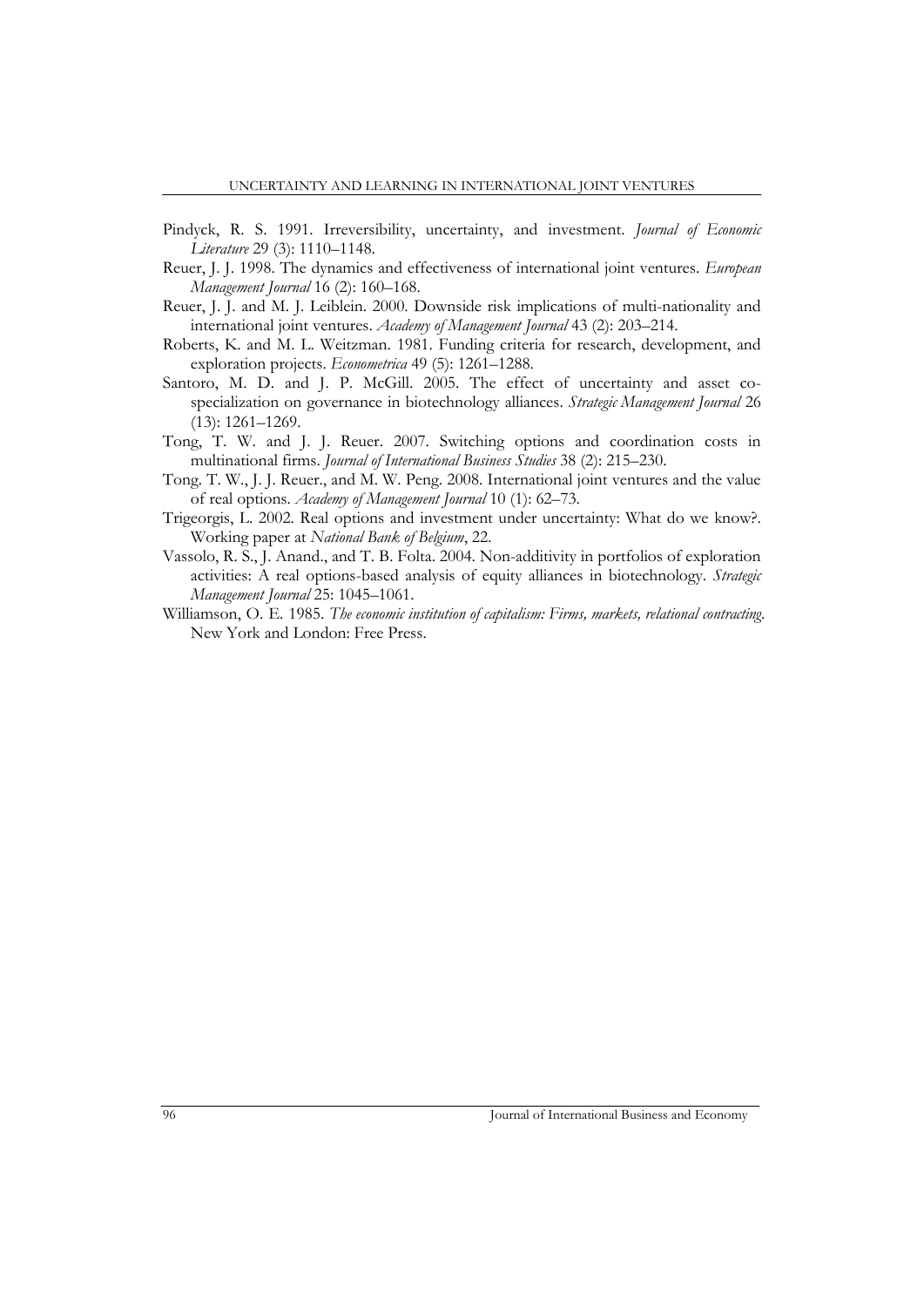Pindyck, R. S. 1991. Irreversibility, uncertainty, and investment. *Journal of Economic Literature* 29 (3): 1110–1148.

Reuer, J. J. 1998. The dynamics and effectiveness of international joint ventures. *European Management Journal* 16 (2): 160–168.

Reuer, J. J. and M. J. Leiblein. 2000. Downside risk implications of multi-nationality and international joint ventures. *Academy of Management Journal* 43 (2): 203–214.

Roberts, K. and M. L. Weitzman. 1981. Funding criteria for research, development, and exploration projects. *Econometrica* 49 (5): 1261–1288.

Santoro, M. D. and J. P. McGill. 2005. The effect of uncertainty and asset co-specialization on governance in biotechnology alliances. *Strategic Management Journal* 26 (13): 1261–1269.

Tong, T. W. and J. J. Reuer. 2007. Switching options and coordination costs in multinational firms. *Journal of International Business Studies* 38 (2): 215–230.

Tong. T. W., J. J. Reuer., and M. W. Peng. 2008. International joint ventures and the value of real options. *Academy of Management Journal* 10 (1): 62–73.

Trigeorgis, L. 2002. Real options and investment under uncertainty: What do we know?. Working paper at *National Bank of Belgium*, 22.

Vassolo, R. S., J. Anand., and T. B. Folta. 2004. Non-additivity in portfolios of exploration activities: A real options-based analysis of equity alliances in biotechnology. *Strategic Management Journal* 25: 1045–1061.

Williamson, O. E. 1985. *The economic institution of capitalism: Firms, markets, relational contracting*. New York and London: Free Press.